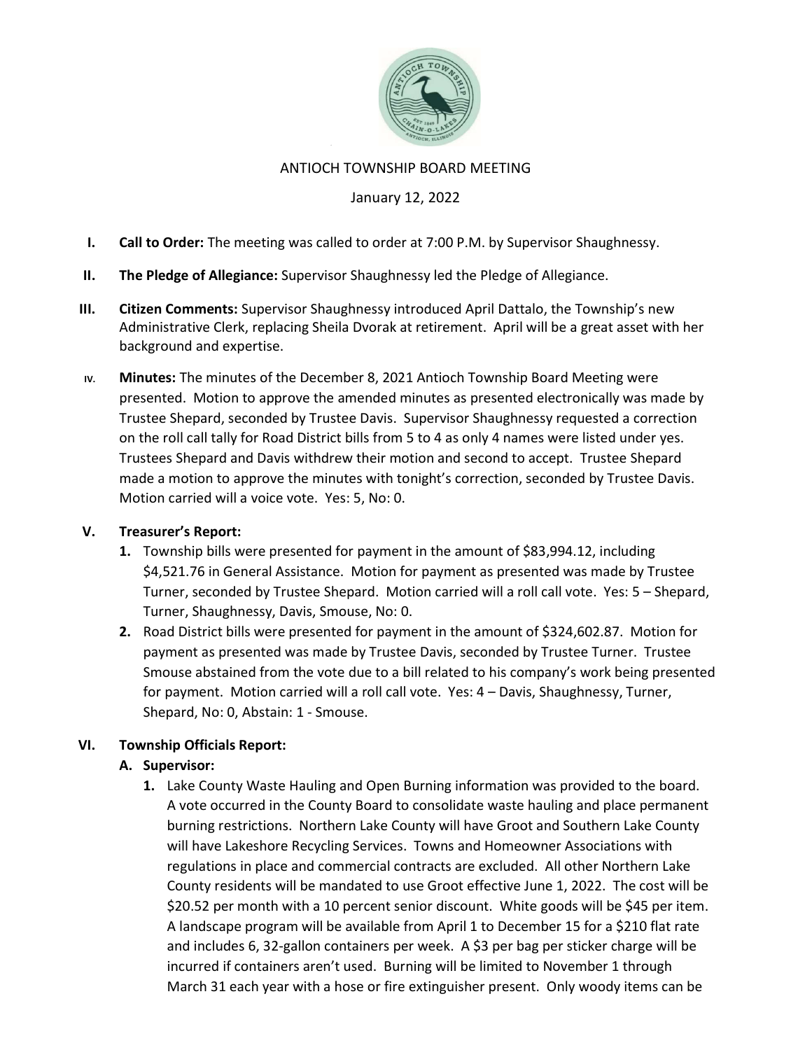ANTIOCH TOWNSHIP BOARD MEETING

January 12, 2022

I. **Call to Order:** The meeting was called to order at 7:00 P.M. by Supervisor Shaughnessy.

II. **The Pledge of Allegiance:** Supervisor Shaughnessy led the Pledge of Allegiance.

III. **Citizen Comments:** Supervisor Shaughnessy introduced April Dattalo, the Township's new Administrative Clerk, replacing Sheila Dvorak at retirement. April will be a great asset with her background and expertise.

IV. **Minutes:** The minutes of the December 8, 2021 Antioch Township Board Meeting were presented. Motion to approve the amended minutes as presented electronically was made by Trustee Shepard, seconded by Trustee Davis. Supervisor Shaughnessy requested a correction on the roll call tally for Road District bills from 5 to 4 as only 4 names were listed under yes. Trustees Shepard and Davis withdrew their motion and second to accept. Trustee Shepard made a motion to approve the minutes with tonight's correction, seconded by Trustee Davis. Motion carried will a voice vote. Yes: 5, No: 0.

V. **Treasurer's Report:**

1. Township bills were presented for payment in the amount of $83,994.12, including $4,521.76 in General Assistance. Motion for payment as presented was made by Trustee Turner, seconded by Trustee Shepard. Motion carried will a roll call vote. Yes: 5 – Shepard, Turner, Shaughnessy, Davis, Smouse, No: 0.
2. Road District bills were presented for payment in the amount of $324,602.87. Motion for payment as presented was made by Trustee Davis, seconded by Trustee Turner. Trustee Smouse abstained from the vote due to a bill related to his company's work being presented for payment. Motion carried will a roll call vote. Yes: 4 – Davis, Shaughnessy, Turner, Shepard, No: 0, Abstain: 1 - Smouse.

VI. **Township Officials Report:**

A. **Supervisor:**

1. Lake County Waste Hauling and Open Burning information was provided to the board. A vote occurred in the County Board to consolidate waste hauling and place permanent burning restrictions. Northern Lake County will have Groot and Southern Lake County will have Lakeshore Recycling Services. Towns and Homeowner Associations with regulations in place and commercial contracts are excluded. All other Northern Lake County residents will be mandated to use Groot effective June 1, 2022. The cost will be $20.52 per month with a 10 percent senior discount. White goods will be $45 per item. A landscape program will be available from April 1 to December 15 for a $210 flat rate and includes 6, 32-gallon containers per week. A $3 per bag per sticker charge will be incurred if containers aren't used. Burning will be limited to November 1 through March 31 each year with a hose or fire extinguisher present. Only woody items can be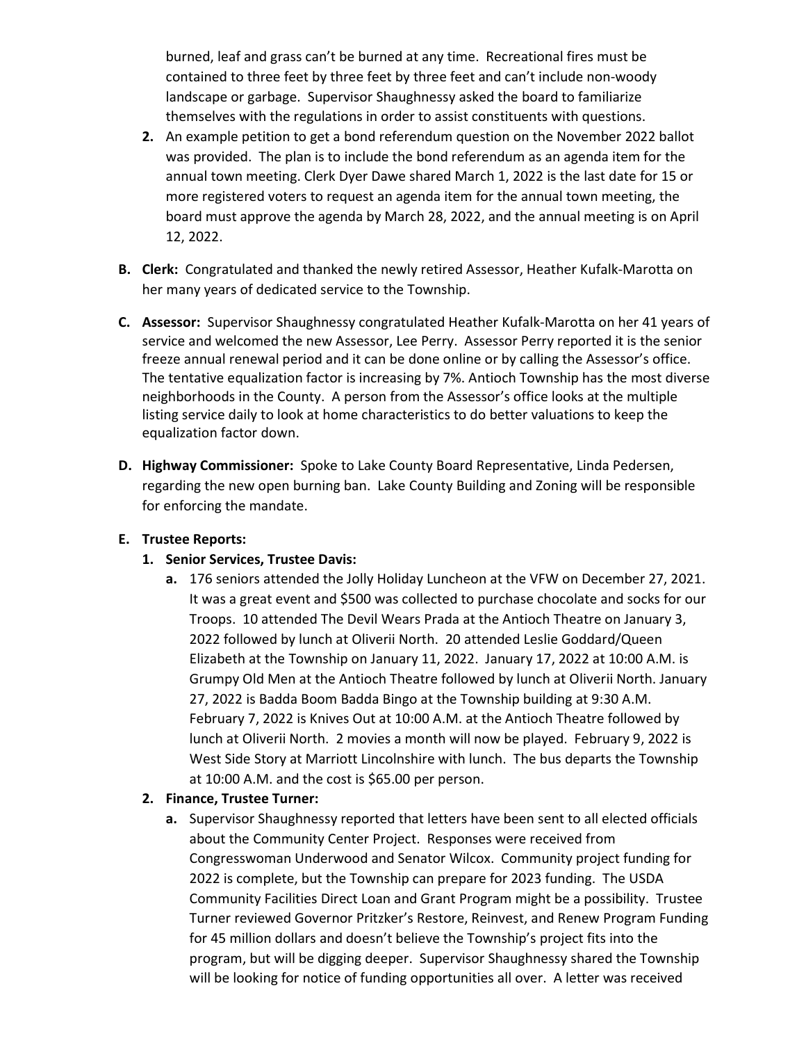burned, leaf and grass can't be burned at any time. Recreational fires must be contained to three feet by three feet by three feet and can't include non-woody landscape or garbage. Supervisor Shaughnessy asked the board to familiarize themselves with the regulations in order to assist constituents with questions.

2. An example petition to get a bond referendum question on the November 2022 ballot was provided. The plan is to include the bond referendum as an agenda item for the annual town meeting. Clerk Dyer Dawe shared March 1, 2022 is the last date for 15 or more registered voters to request an agenda item for the annual town meeting, the board must approve the agenda by March 28, 2022, and the annual meeting is on April 12, 2022.

**B. Clerk:** Congratulated and thanked the newly retired Assessor, Heather Kufalk-Marotta on her many years of dedicated service to the Township.

**C. Assessor:** Supervisor Shaughnessy congratulated Heather Kufalk-Marotta on her 41 years of service and welcomed the new Assessor, Lee Perry. Assessor Perry reported it is the senior freeze annual renewal period and it can be done online or by calling the Assessor's office. The tentative equalization factor is increasing by 7%. Antioch Township has the most diverse neighborhoods in the County. A person from the Assessor's office looks at the multiple listing service daily to look at home characteristics to do better valuations to keep the equalization factor down.

**D. Highway Commissioner:** Spoke to Lake County Board Representative, Linda Pedersen, regarding the new open burning ban. Lake County Building and Zoning will be responsible for enforcing the mandate.

**E. Trustee Reports:**

1. **Senior Services, Trustee Davis:**
   a. 176 seniors attended the Jolly Holiday Luncheon at the VFW on December 27, 2021. It was a great event and $500 was collected to purchase chocolate and socks for our Troops. 10 attended The Devil Wears Prada at the Antioch Theatre on January 3, 2022 followed by lunch at Oliverii North. 20 attended Leslie Goddard/Queen Elizabeth at the Township on January 11, 2022. January 17, 2022 at 10:00 A.M. is Grumpy Old Men at the Antioch Theatre followed by lunch at Oliverii North. January 27, 2022 is Badda Boom Badda Bingo at the Township building at 9:30 A.M. February 7, 2022 is Knives Out at 10:00 A.M. at the Antioch Theatre followed by lunch at Oliverii North. 2 movies a month will now be played. February 9, 2022 is West Side Story at Marriott Lincolnshire with lunch. The bus departs the Township at 10:00 A.M. and the cost is $65.00 per person.
2. **Finance, Trustee Turner:**
   a. Supervisor Shaughnessy reported that letters have been sent to all elected officials about the Community Center Project. Responses were received from Congresswoman Underwood and Senator Wilcox. Community project funding for 2022 is complete, but the Township can prepare for 2023 funding. The USDA Community Facilities Direct Loan and Grant Program might be a possibility. Trustee Turner reviewed Governor Pritzker's Restore, Reinvest, and Renew Program Funding for 45 million dollars and doesn't believe the Township's project fits into the program, but will be digging deeper. Supervisor Shaughnessy shared the Township will be looking for notice of funding opportunities all over. A letter was received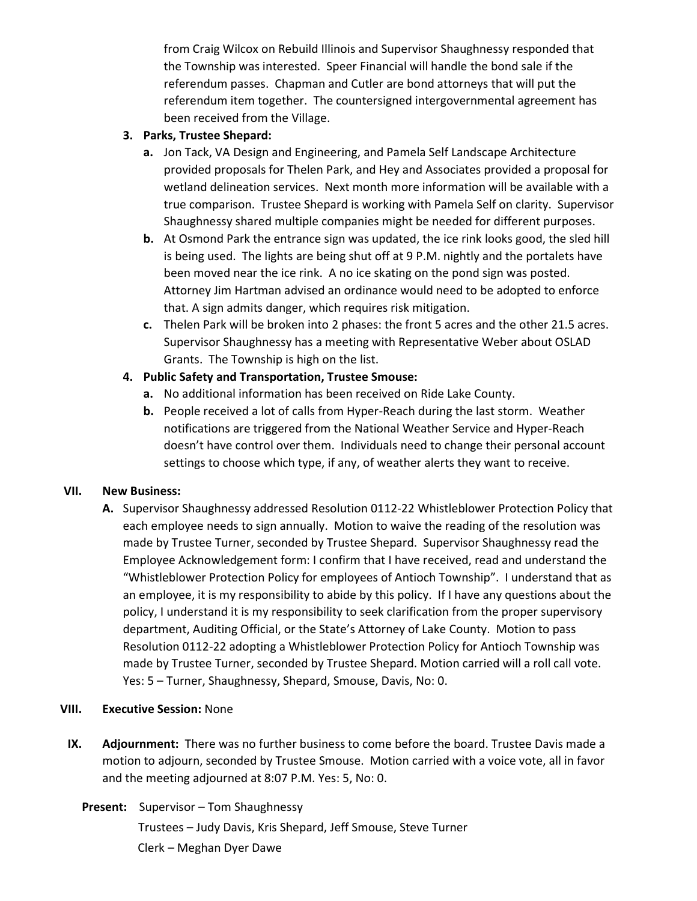from Craig Wilcox on Rebuild Illinois and Supervisor Shaughnessy responded that the Township was interested. Speer Financial will handle the bond sale if the referendum passes. Chapman and Cutler are bond attorneys that will put the referendum item together. The countersigned intergovernmental agreement has been received from the Village.

3. **Parks, Trustee Shepard:**
   a. Jon Tack, VA Design and Engineering, and Pamela Self Landscape Architecture provided proposals for Thelen Park, and Hey and Associates provided a proposal for wetland delineation services. Next month more information will be available with a true comparison. Trustee Shepard is working with Pamela Self on clarity. Supervisor Shaughnessy shared multiple companies might be needed for different purposes.
   b. At Osmond Park the entrance sign was updated, the ice rink looks good, the sled hill is being used. The lights are being shut off at 9 P.M. nightly and the portalets have been moved near the ice rink. A no ice skating on the pond sign was posted. Attorney Jim Hartman advised an ordinance would need to be adopted to enforce that. A sign admits danger, which requires risk mitigation.
   c. Thelen Park will be broken into 2 phases: the front 5 acres and the other 21.5 acres. Supervisor Shaughnessy has a meeting with Representative Weber about OSLAD Grants. The Township is high on the list.
4. **Public Safety and Transportation, Trustee Smouse:**
   a. No additional information has been received on Ride Lake County.
   b. People received a lot of calls from Hyper-Reach during the last storm. Weather notifications are triggered from the National Weather Service and Hyper-Reach doesn't have control over them. Individuals need to change their personal account settings to choose which type, if any, of weather alerts they want to receive.

**VII. New Business:**

A. Supervisor Shaughnessy addressed Resolution 0112-22 Whistleblower Protection Policy that each employee needs to sign annually. Motion to waive the reading of the resolution was made by Trustee Turner, seconded by Trustee Shepard. Supervisor Shaughnessy read the Employee Acknowledgement form: I confirm that I have received, read and understand the "Whistleblower Protection Policy for employees of Antioch Township". I understand that as an employee, it is my responsibility to abide by this policy. If I have any questions about the policy, I understand it is my responsibility to seek clarification from the proper supervisory department, Auditing Official, or the State's Attorney of Lake County. Motion to pass Resolution 0112-22 adopting a Whistleblower Protection Policy for Antioch Township was made by Trustee Turner, seconded by Trustee Shepard. Motion carried will a roll call vote. Yes: 5 – Turner, Shaughnessy, Shepard, Smouse, Davis, No: 0.

**VIII. Executive Session:** None

**IX. Adjournment:** There was no further business to come before the board. Trustee Davis made a motion to adjourn, seconded by Trustee Smouse. Motion carried with a voice vote, all in favor and the meeting adjourned at 8:07 P.M. Yes: 5, No: 0.

**Present:** Supervisor – Tom Shaughnessy
Trustees – Judy Davis, Kris Shepard, Jeff Smouse, Steve Turner
Clerk – Meghan Dyer Dawe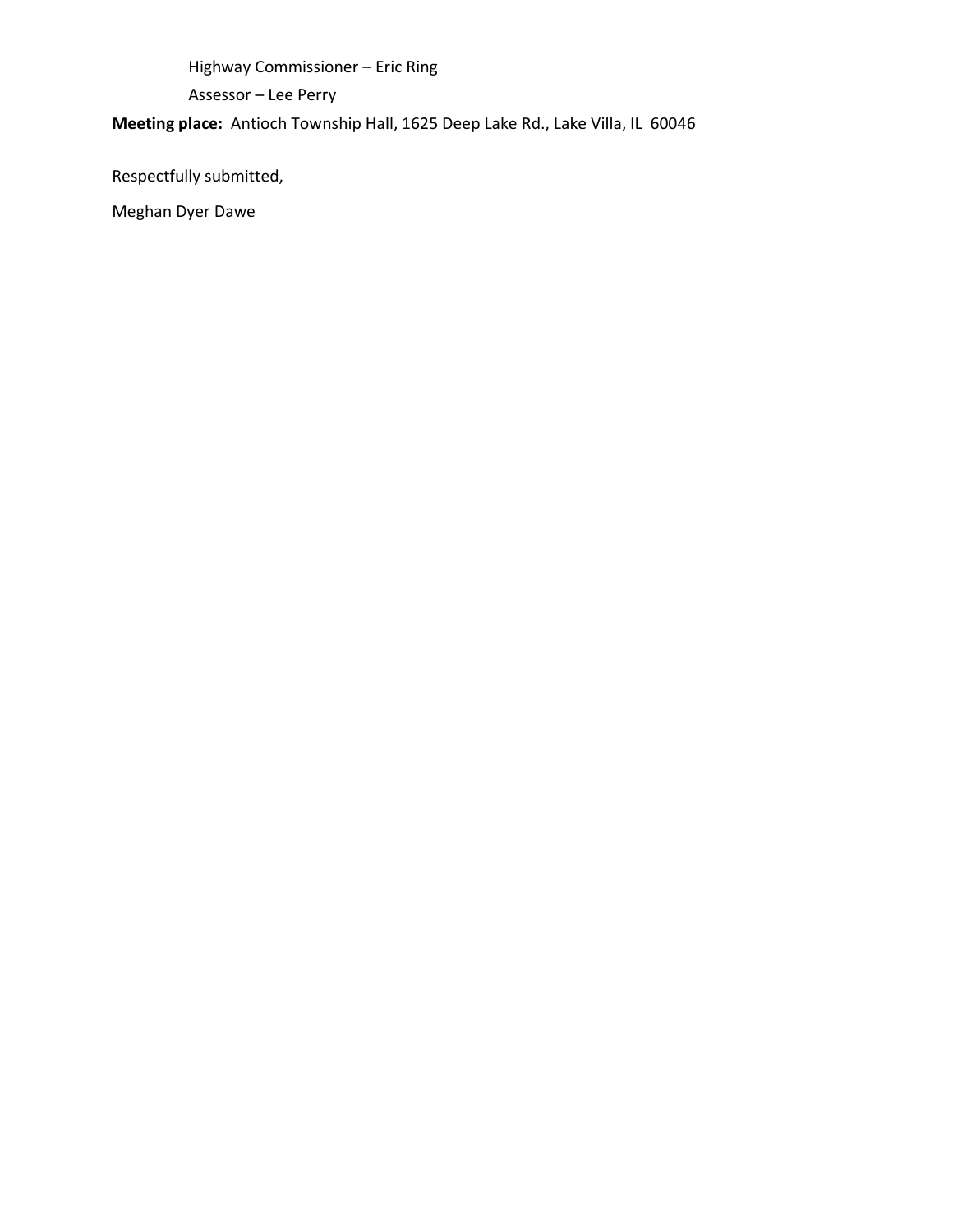Highway Commissioner – Eric Ring

Assessor – Lee Perry

**Meeting place:** Antioch Township Hall, 1625 Deep Lake Rd., Lake Villa, IL 60046

Respectfully submitted,

Meghan Dyer Dawe